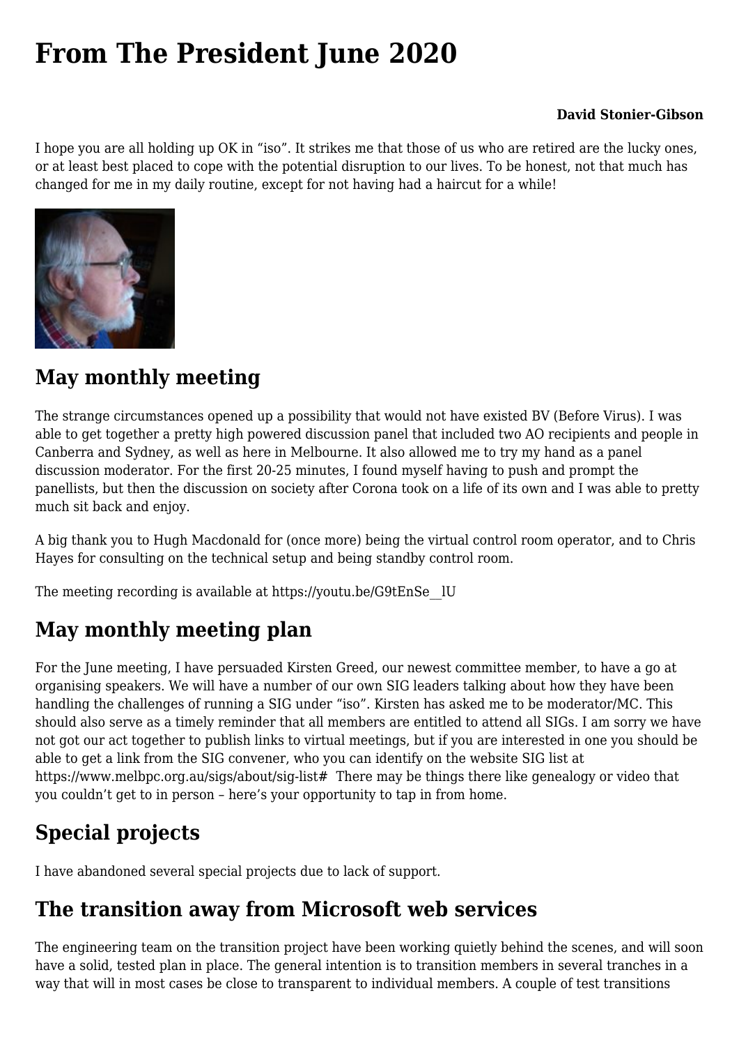# From The President June 2020

**David Stonier-Gibson**

I hope you are all holding up OK in “iso”. It strikes me that those of us who are retired are the lucky ones, or at least best placed to cope with the potential disruption to our lives. To be honest, not that much has changed for me in my daily routine, except for not having had a haircut for a while!

## May monthly meeting

The strange circumstances opened up a possibility that would not have existed BV (Before Virus). I was able to get together a pretty high powered discussion panel that included two AO recipients and people in Canberra and Sydney, as well as here in Melbourne. It also allowed me to try my hand as a panel discussion moderator. For the first 20-25 minutes, I found myself having to push and prompt the panellists, but then the discussion on society after Corona took on a life of its own and I was able to pretty much sit back and enjoy.

A big thank you to Hugh Macdonald for (once more) being the virtual control room operator, and to Chris Hayes for consulting on the technical setup and being standby control room.

The meeting recording is available at https://youtu.be/G9tEnSe__lU

## May monthly meeting plan

For the June meeting, I have persuaded Kirsten Greed, our newest committee member, to have a go at organising speakers. We will have a number of our own SIG leaders talking about how they have been handling the challenges of running a SIG under “iso”. Kirsten has asked me to be moderator/MC. This should also serve as a timely reminder that all members are entitled to attend all SIGs. I am sorry we have not got our act together to publish links to virtual meetings, but if you are interested in one you should be able to get a link from the SIG convener, who you can identify on the website SIG list at https://www.melbpc.org.au/sigs/about/sig-list# There may be things there like genealogy or video that you couldn’t get to in person – here’s your opportunity to tap in from home.

## Special projects

I have abandoned several special projects due to lack of support.

## The transition away from Microsoft web services

The engineering team on the transition project have been working quietly behind the scenes, and will soon have a solid, tested plan in place. The general intention is to transition members in several tranches in a way that will in most cases be close to transparent to individual members. A couple of test transitions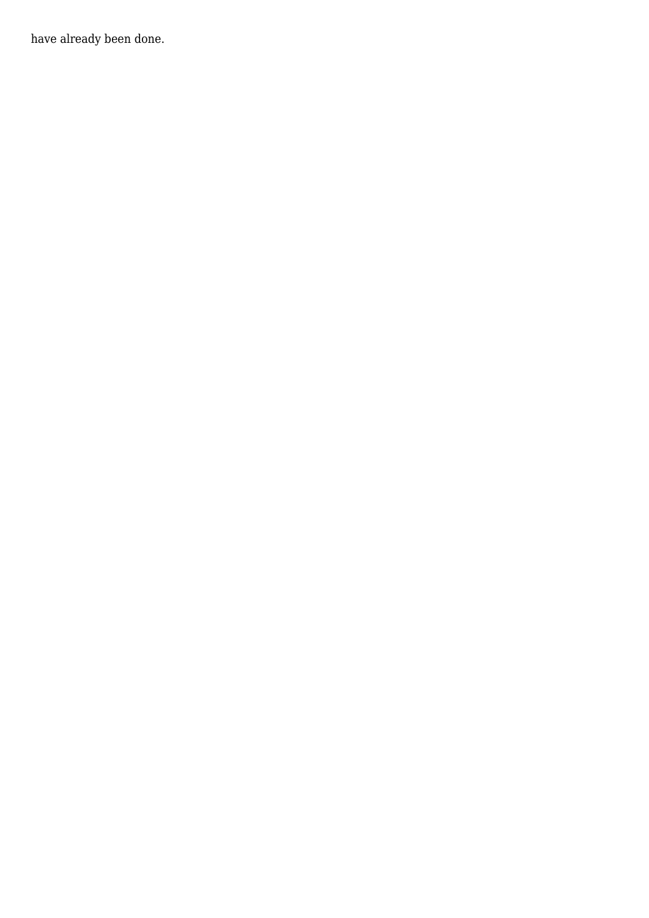have already been done.